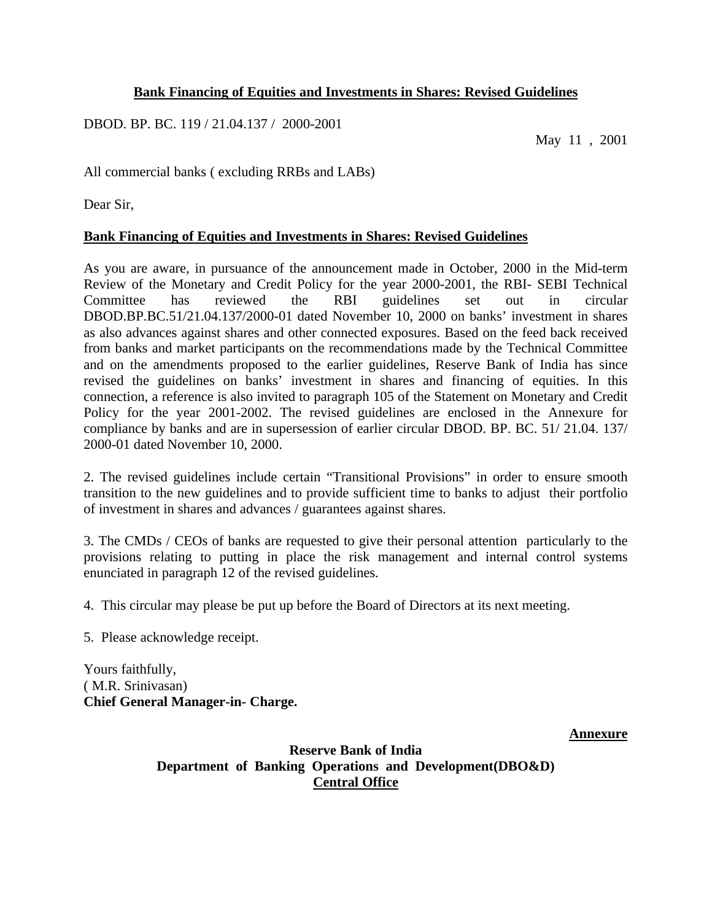**<u>Bank Financing of Equities and Investments in Shares: Revised Guidelines</u>**

DBOD. BP. BC. 119 / 21.04.137 / 2000-2001

May 11 , 2001

All commercial banks ( excluding RRBs and LABs)

Dear Sir,

**<u>Bank Financing of Equities and Investments in Shares: Revised Guidelines</u>**

As you are aware, in pursuance of the announcement made in October, 2000 in the Mid-term Review of the Monetary and Credit Policy for the year 2000-2001, the RBI- SEBI Technical Committee has reviewed the RBI guidelines set out in circular DBOD.BP.BC.51/21.04.137/2000-01 dated November 10, 2000 on banks' investment in shares as also advances against shares and other connected exposures. Based on the feed back received from banks and market participants on the recommendations made by the Technical Committee and on the amendments proposed to the earlier guidelines, Reserve Bank of India has since revised the guidelines on banks' investment in shares and financing of equities. In this connection, a reference is also invited to paragraph 105 of the Statement on Monetary and Credit Policy for the year 2001-2002. The revised guidelines are enclosed in the Annexure for compliance by banks and are in supersession of earlier circular DBOD. BP. BC. 51/ 21.04. 137/ 2000-01 dated November 10, 2000.

2. The revised guidelines include certain "Transitional Provisions" in order to ensure smooth transition to the new guidelines and to provide sufficient time to banks to adjust their portfolio of investment in shares and advances / guarantees against shares.

3. The CMDs / CEOs of banks are requested to give their personal attention particularly to the provisions relating to putting in place the risk management and internal control systems enunciated in paragraph 12 of the revised guidelines.

4. This circular may please be put up before the Board of Directors at its next meeting.

5. Please acknowledge receipt.

Yours faithfully,
( M.R. Srinivasan)
**Chief General Manager-in- Charge.**

**<u>Annexure</u>**

**Reserve Bank of India**
**Department of Banking Operations and Development(DBO&D)**
**<u>Central Office</u>**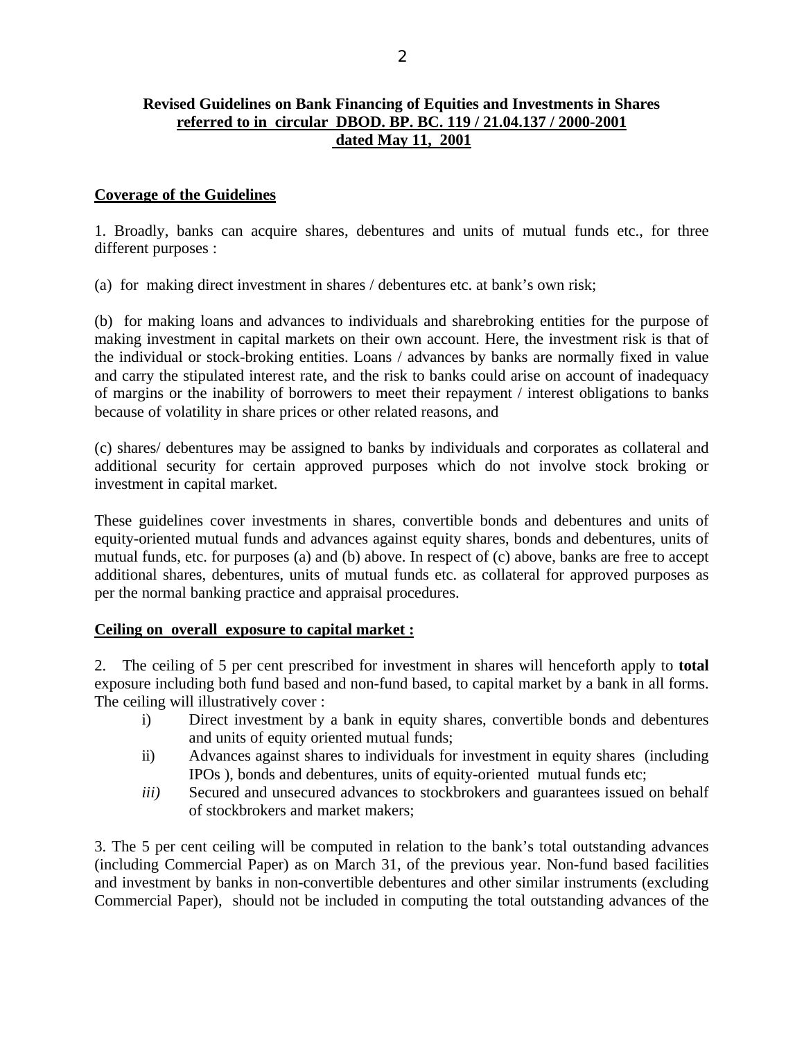**Revised Guidelines on Bank Financing of Equities and Investments in Shares**
**referred to in circular DBOD. BP. BC. 119 / 21.04.137 / 2000-2001**
**dated May 11, 2001**

**Coverage of the Guidelines**

1. Broadly, banks can acquire shares, debentures and units of mutual funds etc., for three different purposes :

(a) for making direct investment in shares / debentures etc. at bank's own risk;

(b) for making loans and advances to individuals and sharebroking entities for the purpose of making investment in capital markets on their own account. Here, the investment risk is that of the individual or stock-broking entities. Loans / advances by banks are normally fixed in value and carry the stipulated interest rate, and the risk to banks could arise on account of inadequacy of margins or the inability of borrowers to meet their repayment / interest obligations to banks because of volatility in share prices or other related reasons, and

(c) shares/ debentures may be assigned to banks by individuals and corporates as collateral and additional security for certain approved purposes which do not involve stock broking or investment in capital market.

These guidelines cover investments in shares, convertible bonds and debentures and units of equity-oriented mutual funds and advances against equity shares, bonds and debentures, units of mutual funds, etc. for purposes (a) and (b) above. In respect of (c) above, banks are free to accept additional shares, debentures, units of mutual funds etc. as collateral for approved purposes as per the normal banking practice and appraisal procedures.

**Ceiling on overall exposure to capital market :**

2. The ceiling of 5 per cent prescribed for investment in shares will henceforth apply to **total** exposure including both fund based and non-fund based, to capital market by a bank in all forms. The ceiling will illustratively cover :

i) Direct investment by a bank in equity shares, convertible bonds and debentures and units of equity oriented mutual funds;
ii) Advances against shares to individuals for investment in equity shares (including IPOs ), bonds and debentures, units of equity-oriented mutual funds etc;
*iii)* Secured and unsecured advances to stockbrokers and guarantees issued on behalf of stockbrokers and market makers;

3. The 5 per cent ceiling will be computed in relation to the bank's total outstanding advances (including Commercial Paper) as on March 31, of the previous year. Non-fund based facilities and investment by banks in non-convertible debentures and other similar instruments (excluding Commercial Paper), should not be included in computing the total outstanding advances of the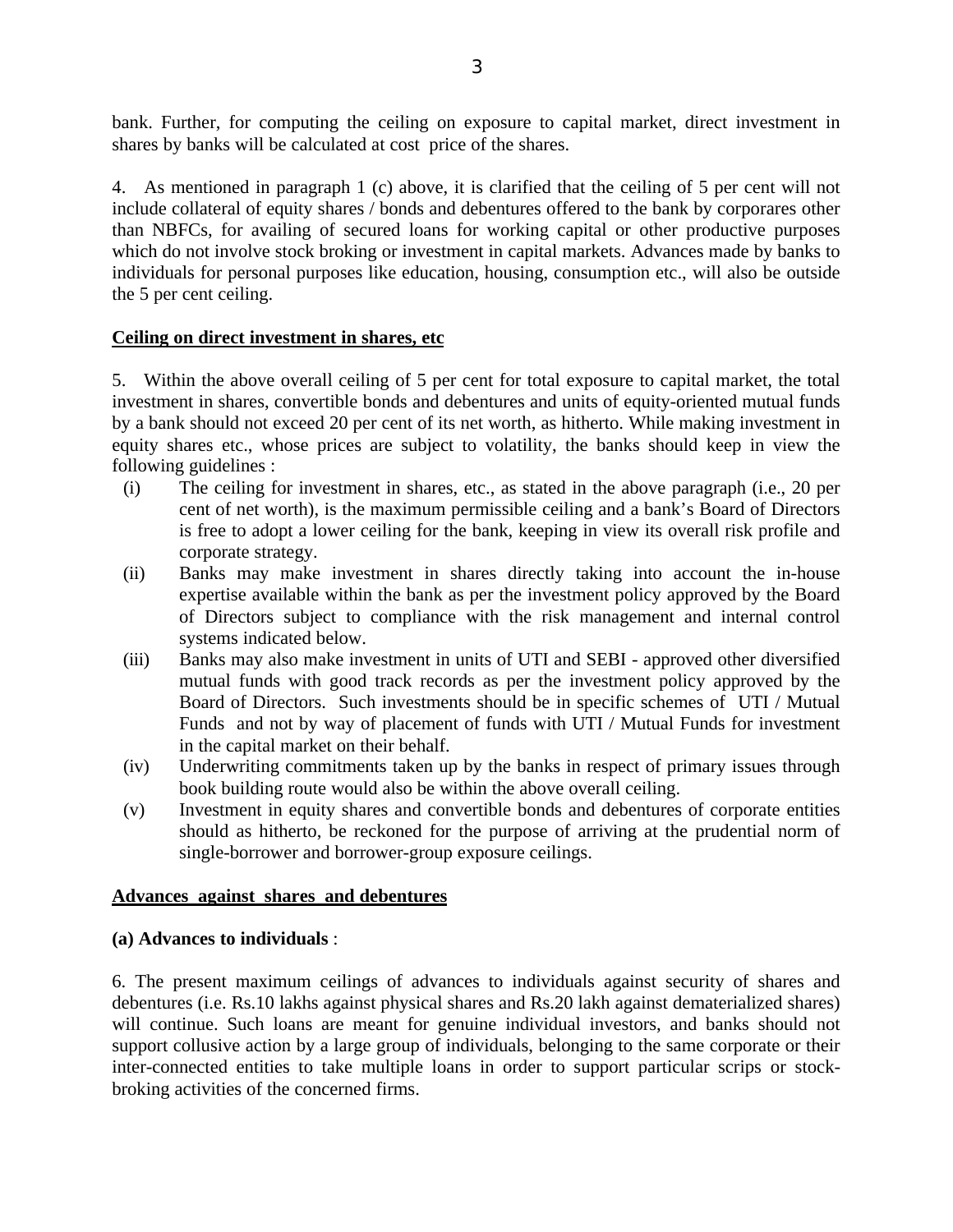bank. Further, for computing the ceiling on exposure to capital market, direct investment in shares by banks will be calculated at cost price of the shares.

4. As mentioned in paragraph 1 (c) above, it is clarified that the ceiling of 5 per cent will not include collateral of equity shares / bonds and debentures offered to the bank by corporares other than NBFCs, for availing of secured loans for working capital or other productive purposes which do not involve stock broking or investment in capital markets. Advances made by banks to individuals for personal purposes like education, housing, consumption etc., will also be outside the 5 per cent ceiling.

**Ceiling on direct investment in shares, etc**

5. Within the above overall ceiling of 5 per cent for total exposure to capital market, the total investment in shares, convertible bonds and debentures and units of equity-oriented mutual funds by a bank should not exceed 20 per cent of its net worth, as hitherto. While making investment in equity shares etc., whose prices are subject to volatility, the banks should keep in view the following guidelines :

(i) The ceiling for investment in shares, etc., as stated in the above paragraph (i.e., 20 per cent of net worth), is the maximum permissible ceiling and a bank's Board of Directors is free to adopt a lower ceiling for the bank, keeping in view its overall risk profile and corporate strategy.

(ii) Banks may make investment in shares directly taking into account the in-house expertise available within the bank as per the investment policy approved by the Board of Directors subject to compliance with the risk management and internal control systems indicated below.

(iii) Banks may also make investment in units of UTI and SEBI - approved other diversified mutual funds with good track records as per the investment policy approved by the Board of Directors. Such investments should be in specific schemes of UTI / Mutual Funds and not by way of placement of funds with UTI / Mutual Funds for investment in the capital market on their behalf.

(iv) Underwriting commitments taken up by the banks in respect of primary issues through book building route would also be within the above overall ceiling.

(v) Investment in equity shares and convertible bonds and debentures of corporate entities should as hitherto, be reckoned for the purpose of arriving at the prudential norm of single-borrower and borrower-group exposure ceilings.

**Advances against shares and debentures**

**(a) Advances to individuals** :

6. The present maximum ceilings of advances to individuals against security of shares and debentures (i.e. Rs.10 lakhs against physical shares and Rs.20 lakh against dematerialized shares) will continue. Such loans are meant for genuine individual investors, and banks should not support collusive action by a large group of individuals, belonging to the same corporate or their inter-connected entities to take multiple loans in order to support particular scrips or stock-broking activities of the concerned firms.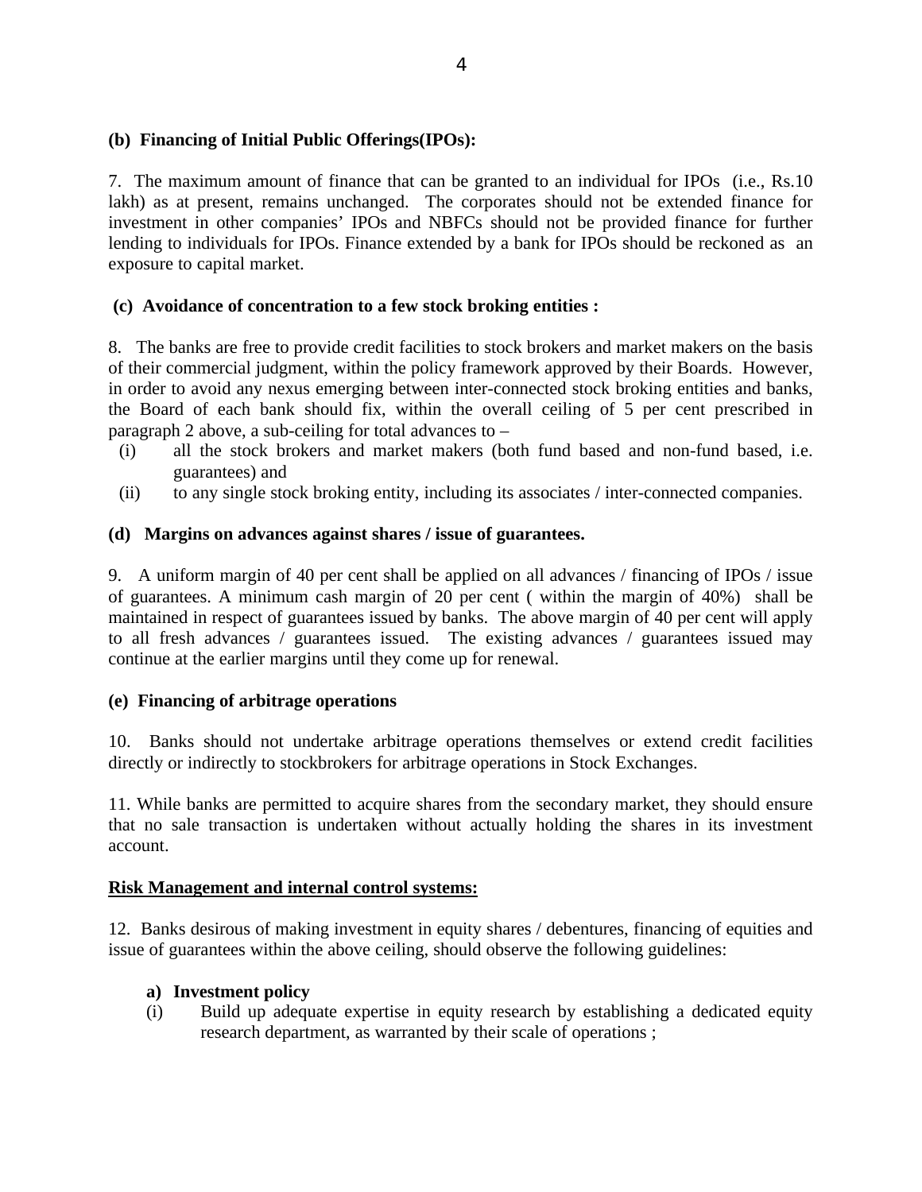**(b) Financing of Initial Public Offerings(IPOs):**

7. The maximum amount of finance that can be granted to an individual for IPOs (i.e., Rs.10 lakh) as at present, remains unchanged. The corporates should not be extended finance for investment in other companies' IPOs and NBFCs should not be provided finance for further lending to individuals for IPOs. Finance extended by a bank for IPOs should be reckoned as an exposure to capital market.

**(c) Avoidance of concentration to a few stock broking entities :**

8. The banks are free to provide credit facilities to stock brokers and market makers on the basis of their commercial judgment, within the policy framework approved by their Boards. However, in order to avoid any nexus emerging between inter-connected stock broking entities and banks, the Board of each bank should fix, within the overall ceiling of 5 per cent prescribed in paragraph 2 above, a sub-ceiling for total advances to –

(i) all the stock brokers and market makers (both fund based and non-fund based, i.e. guarantees) and

(ii) to any single stock broking entity, including its associates / inter-connected companies.

**(d) Margins on advances against shares / issue of guarantees.**

9. A uniform margin of 40 per cent shall be applied on all advances / financing of IPOs / issue of guarantees. A minimum cash margin of 20 per cent ( within the margin of 40%) shall be maintained in respect of guarantees issued by banks. The above margin of 40 per cent will apply to all fresh advances / guarantees issued. The existing advances / guarantees issued may continue at the earlier margins until they come up for renewal.

**(e) Financing of arbitrage operations**

10. Banks should not undertake arbitrage operations themselves or extend credit facilities directly or indirectly to stockbrokers for arbitrage operations in Stock Exchanges.

11. While banks are permitted to acquire shares from the secondary market, they should ensure that no sale transaction is undertaken without actually holding the shares in its investment account.

**Risk Management and internal control systems:**

12. Banks desirous of making investment in equity shares / debentures, financing of equities and issue of guarantees within the above ceiling, should observe the following guidelines:

**a) Investment policy**

(i) Build up adequate expertise in equity research by establishing a dedicated equity research department, as warranted by their scale of operations ;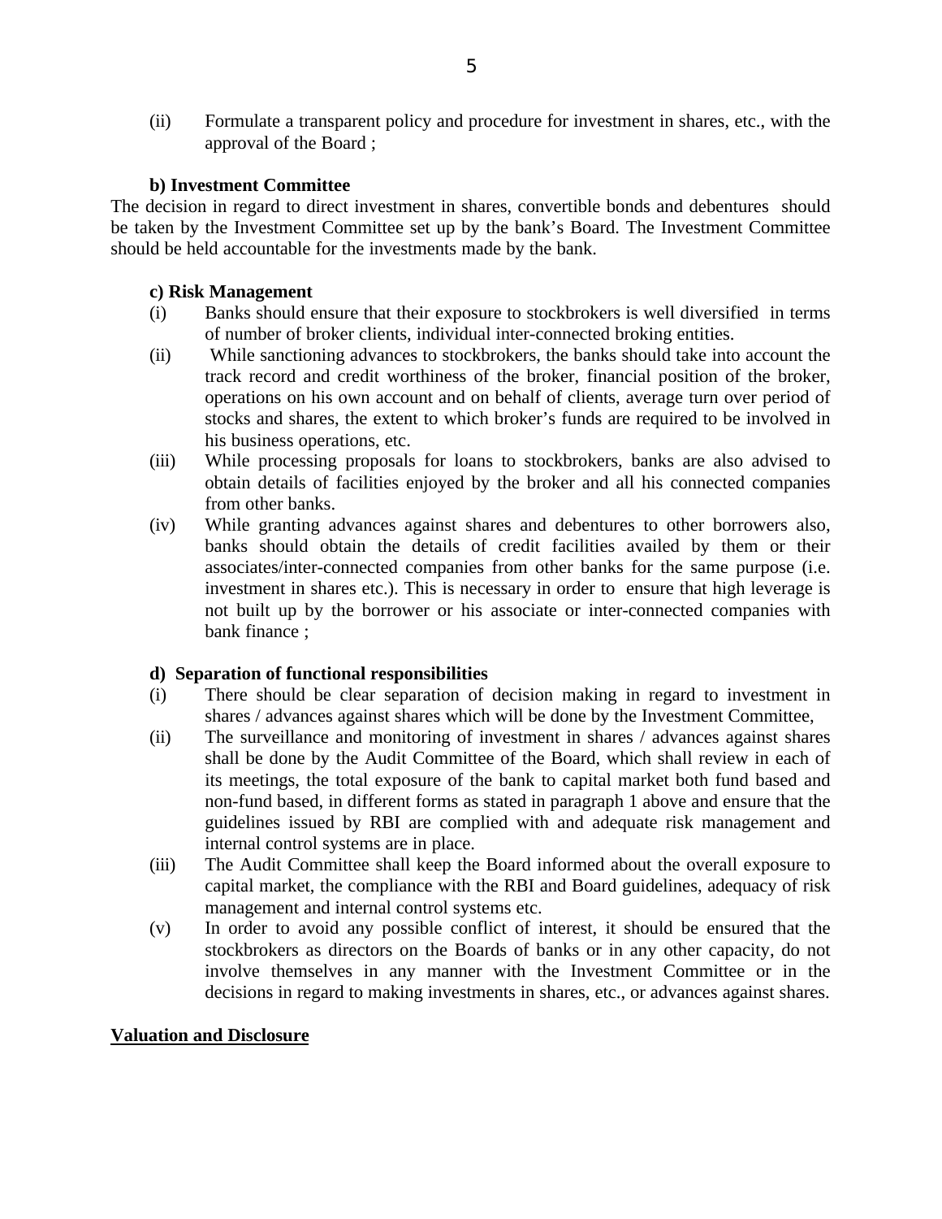(ii) Formulate a transparent policy and procedure for investment in shares, etc., with the approval of the Board ;

**b) Investment Committee**

The decision in regard to direct investment in shares, convertible bonds and debentures should be taken by the Investment Committee set up by the bank's Board. The Investment Committee should be held accountable for the investments made by the bank.

**c) Risk Management**

(i) Banks should ensure that their exposure to stockbrokers is well diversified in terms of number of broker clients, individual inter-connected broking entities.

(ii) While sanctioning advances to stockbrokers, the banks should take into account the track record and credit worthiness of the broker, financial position of the broker, operations on his own account and on behalf of clients, average turn over period of stocks and shares, the extent to which broker's funds are required to be involved in his business operations, etc.

(iii) While processing proposals for loans to stockbrokers, banks are also advised to obtain details of facilities enjoyed by the broker and all his connected companies from other banks.

(iv) While granting advances against shares and debentures to other borrowers also, banks should obtain the details of credit facilities availed by them or their associates/inter-connected companies from other banks for the same purpose (i.e. investment in shares etc.). This is necessary in order to ensure that high leverage is not built up by the borrower or his associate or inter-connected companies with bank finance ;

**d) Separation of functional responsibilities**

(i) There should be clear separation of decision making in regard to investment in shares / advances against shares which will be done by the Investment Committee,

(ii) The surveillance and monitoring of investment in shares / advances against shares shall be done by the Audit Committee of the Board, which shall review in each of its meetings, the total exposure of the bank to capital market both fund based and non-fund based, in different forms as stated in paragraph 1 above and ensure that the guidelines issued by RBI are complied with and adequate risk management and internal control systems are in place.

(iii) The Audit Committee shall keep the Board informed about the overall exposure to capital market, the compliance with the RBI and Board guidelines, adequacy of risk management and internal control systems etc.

(v) In order to avoid any possible conflict of interest, it should be ensured that the stockbrokers as directors on the Boards of banks or in any other capacity, do not involve themselves in any manner with the Investment Committee or in the decisions in regard to making investments in shares, etc., or advances against shares.

**<u>Valuation and Disclosure</u>**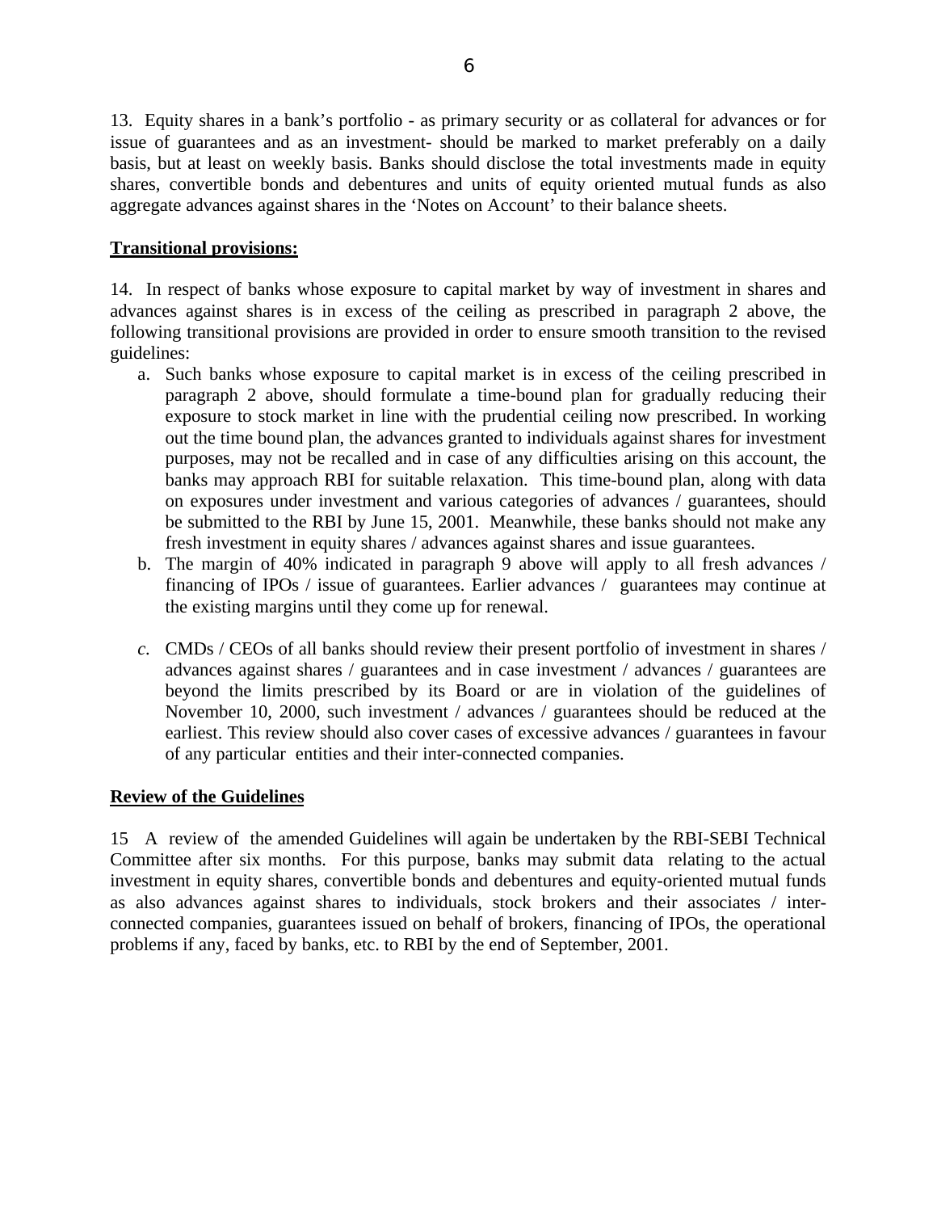13. Equity shares in a bank's portfolio - as primary security or as collateral for advances or for issue of guarantees and as an investment- should be marked to market preferably on a daily basis, but at least on weekly basis. Banks should disclose the total investments made in equity shares, convertible bonds and debentures and units of equity oriented mutual funds as also aggregate advances against shares in the 'Notes on Account' to their balance sheets.

**Transitional provisions:**

14. In respect of banks whose exposure to capital market by way of investment in shares and advances against shares is in excess of the ceiling as prescribed in paragraph 2 above, the following transitional provisions are provided in order to ensure smooth transition to the revised guidelines:

a. Such banks whose exposure to capital market is in excess of the ceiling prescribed in paragraph 2 above, should formulate a time-bound plan for gradually reducing their exposure to stock market in line with the prudential ceiling now prescribed. In working out the time bound plan, the advances granted to individuals against shares for investment purposes, may not be recalled and in case of any difficulties arising on this account, the banks may approach RBI for suitable relaxation. This time-bound plan, along with data on exposures under investment and various categories of advances / guarantees, should be submitted to the RBI by June 15, 2001. Meanwhile, these banks should not make any fresh investment in equity shares / advances against shares and issue guarantees.

b. The margin of 40% indicated in paragraph 9 above will apply to all fresh advances / financing of IPOs / issue of guarantees. Earlier advances / guarantees may continue at the existing margins until they come up for renewal.

c. CMDs / CEOs of all banks should review their present portfolio of investment in shares / advances against shares / guarantees and in case investment / advances / guarantees are beyond the limits prescribed by its Board or are in violation of the guidelines of November 10, 2000, such investment / advances / guarantees should be reduced at the earliest. This review should also cover cases of excessive advances / guarantees in favour of any particular entities and their inter-connected companies.

**Review of the Guidelines**

15 A review of the amended Guidelines will again be undertaken by the RBI-SEBI Technical Committee after six months. For this purpose, banks may submit data relating to the actual investment in equity shares, convertible bonds and debentures and equity-oriented mutual funds as also advances against shares to individuals, stock brokers and their associates / inter-connected companies, guarantees issued on behalf of brokers, financing of IPOs, the operational problems if any, faced by banks, etc. to RBI by the end of September, 2001.